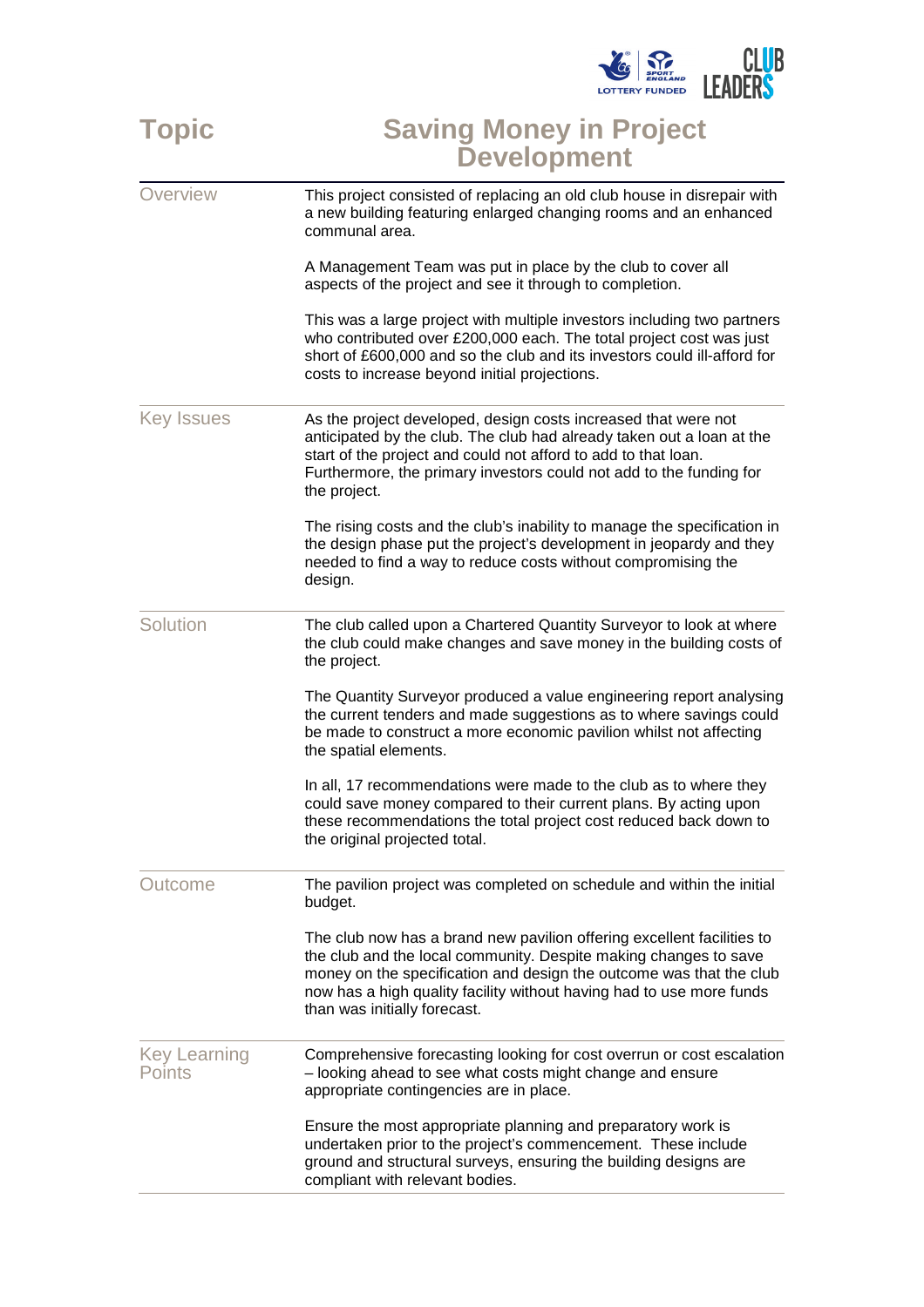# Topic: Saving Money in Project Development

## Overview

This project consisted of replacing an old club house in disrepair with a new building featuring enlarged changing rooms and an enhanced communal area.

A Management Team was put in place by the club to cover all aspects of the project and see it through to completion.

This was a large project with multiple investors including two partners who contributed over £200,000 each. The total project cost was just short of £600,000 and so the club and its investors could ill-afford for costs to increase beyond initial projections.

## Key Issues

As the project developed, design costs increased that were not anticipated by the club. The club had already taken out a loan at the start of the project and could not afford to add to that loan. Furthermore, the primary investors could not add to the funding for the project.

The rising costs and the club's inability to manage the specification in the design phase put the project's development in jeopardy and they needed to find a way to reduce costs without compromising the design.

## Solution

The club called upon a Chartered Quantity Surveyor to look at where the club could make changes and save money in the building costs of the project.

The Quantity Surveyor produced a value engineering report analysing the current tenders and made suggestions as to where savings could be made to construct a more economic pavilion whilst not affecting the spatial elements.

In all, 17 recommendations were made to the club as to where they could save money compared to their current plans. By acting upon these recommendations the total project cost reduced back down to the original projected total.

## Outcome

The pavilion project was completed on schedule and within the initial budget.

The club now has a brand new pavilion offering excellent facilities to the club and the local community. Despite making changes to save money on the specification and design the outcome was that the club now has a high quality facility without having had to use more funds than was initially forecast.

## Key Learning Points

Comprehensive forecasting looking for cost overrun or cost escalation – looking ahead to see what costs might change and ensure appropriate contingencies are in place.

Ensure the most appropriate planning and preparatory work is undertaken prior to the project's commencement. These include ground and structural surveys, ensuring the building designs are compliant with relevant bodies.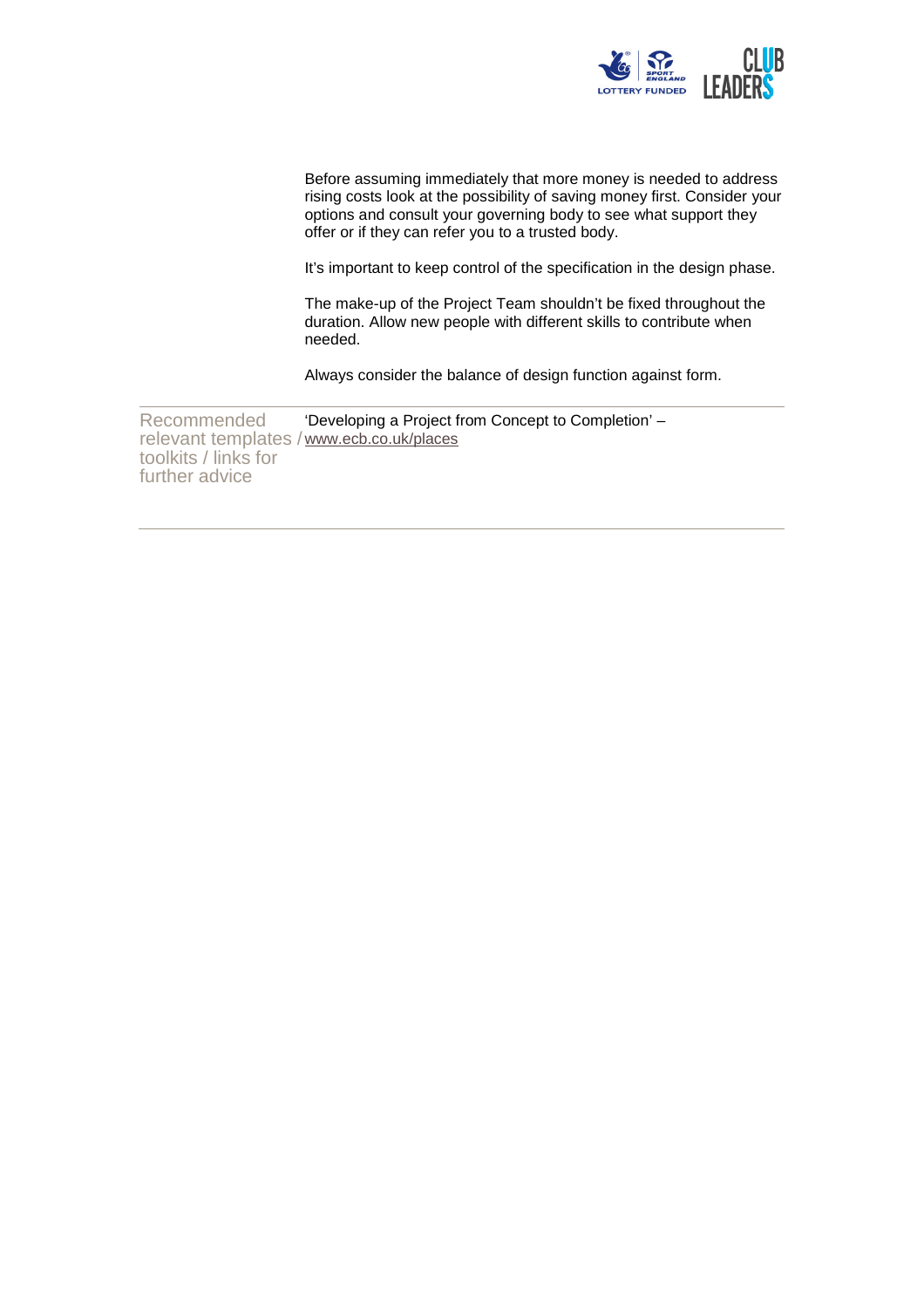Before assuming immediately that more money is needed to address rising costs look at the possibility of saving money first. Consider your options and consult your governing body to see what support they offer or if they can refer you to a trusted body.

It's important to keep control of the specification in the design phase.

The make-up of the Project Team shouldn't be fixed throughout the duration. Allow new people with different skills to contribute when needed.

Always consider the balance of design function against form.

| | |
|---|---|
| Recommended relevant templates / toolkits / links for further advice | 'Developing a Project from Concept to Completion' – www.ecb.co.uk/places |